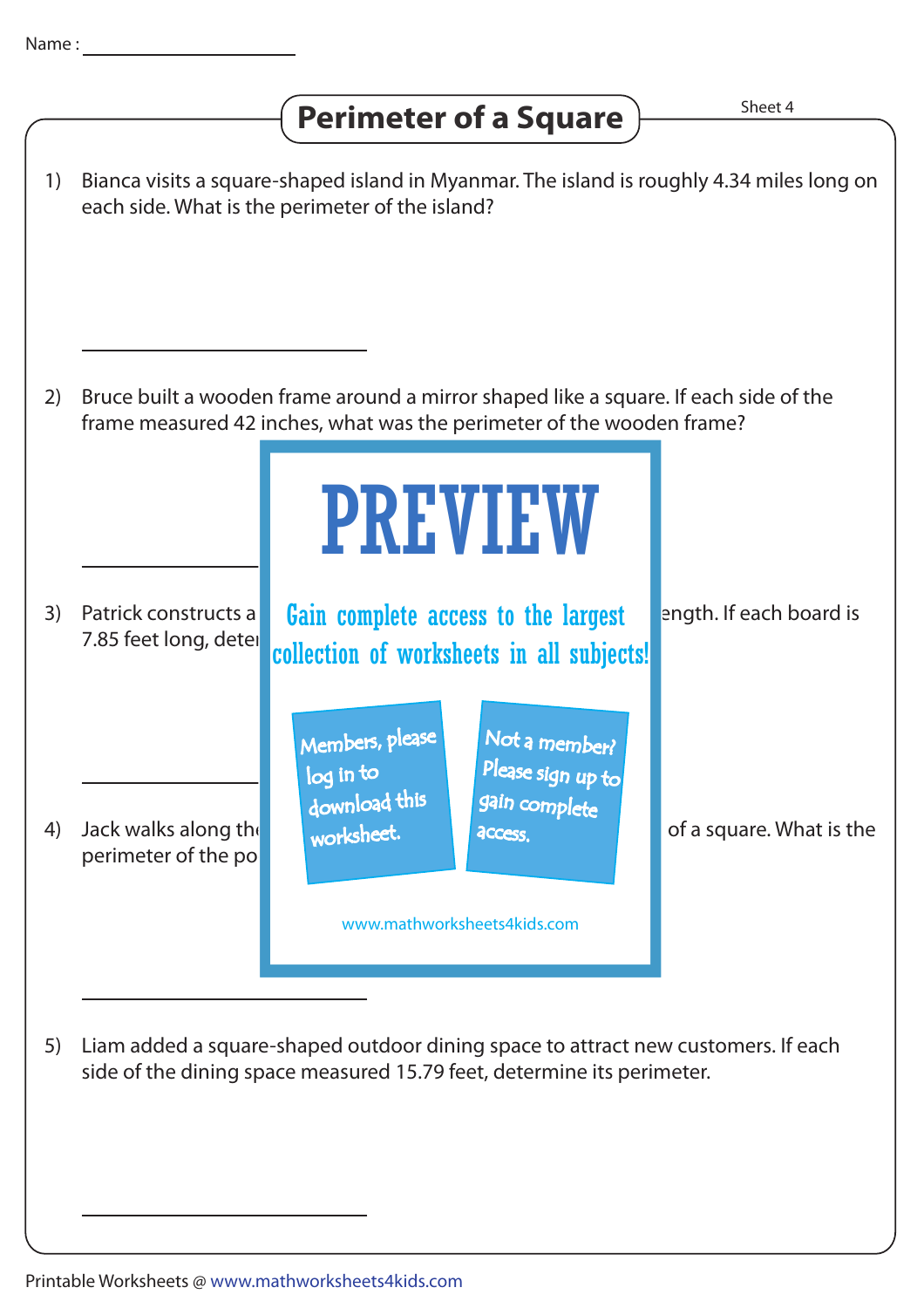Name :

# Perimeter of a Square

Sheet 4

1) Bianca visits a square-shaped island in Myanmar. The island is roughly 4.34 miles long on each side. What is the perimeter of the island?

2) Bruce built a wooden frame around a mirror shaped like a square. If each side of the frame measured 42 inches, what was the perimeter of the wooden frame?

3) Patrick constructs a ength. If each board is 7.85 feet long, deter

4) Jack walks along th of a square. What is the perimeter of the po

PREVIEW

Gain complete access to the largest collection of worksheets in all subjects!

Members, please log in to download this worksheet.

Not a member? Please sign up to gain complete access.

www.mathworksheets4kids.com

5) Liam added a square-shaped outdoor dining space to attract new customers. If each side of the dining space measured 15.79 feet, determine its perimeter.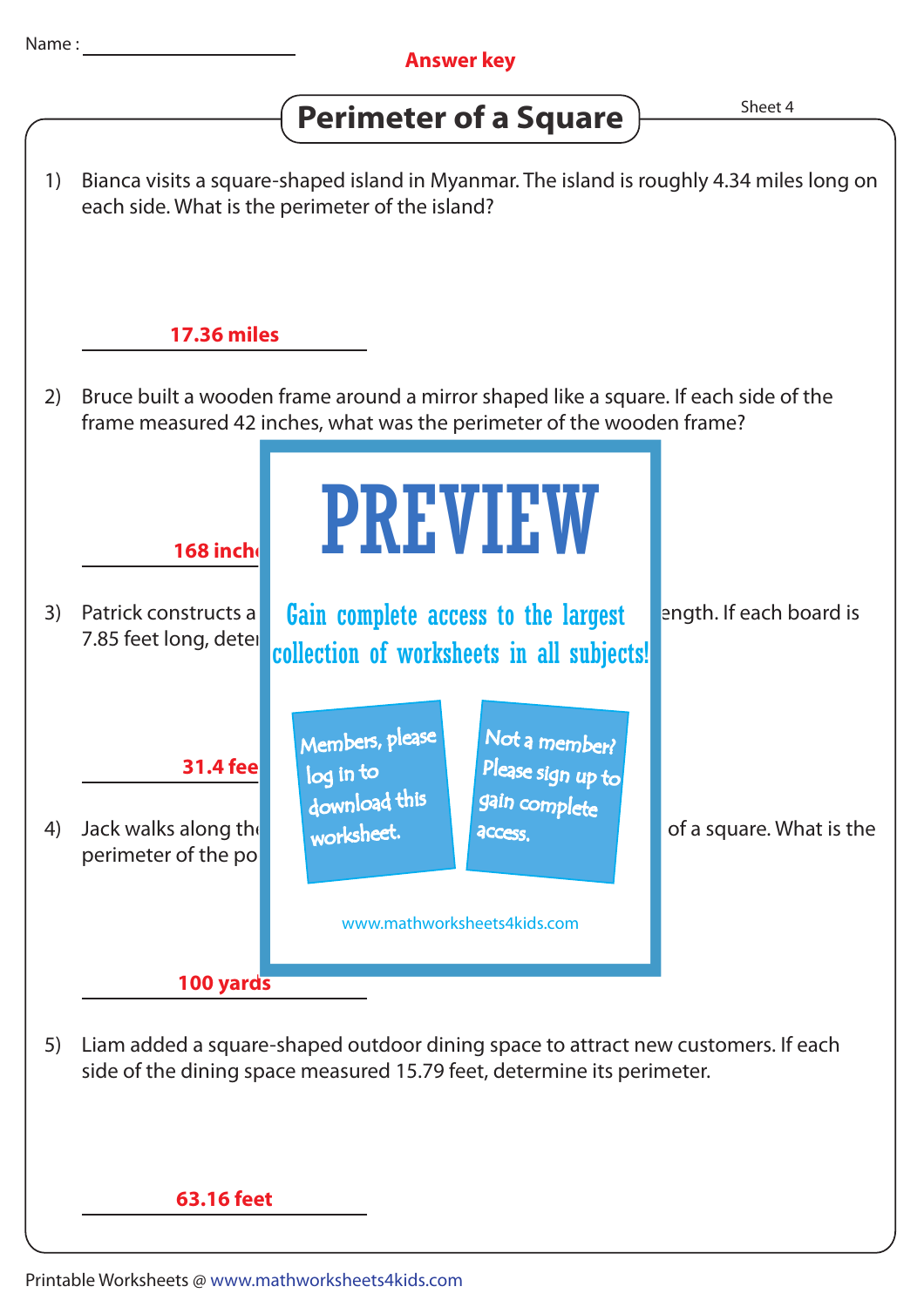Name :

**Answer key**

# Perimeter of a Square

Sheet 4

1) Bianca visits a square-shaped island in Myanmar. The island is roughly 4.34 miles long on each side. What is the perimeter of the island?

**17.36 miles**

2) Bruce built a wooden frame around a mirror shaped like a square. If each side of the frame measured 42 inches, what was the perimeter of the wooden frame?

**168 inch**

3) Patrick constructs a ength. If each board is 7.85 feet long, deter

**31.4 fee**

4) Jack walks along th of a square. What is the perimeter of the po

**100 yards**

5) Liam added a square-shaped outdoor dining space to attract new customers. If each side of the dining space measured 15.79 feet, determine its perimeter.

**63.16 feet**

PREVIEW

Gain complete access to the largest collection of worksheets in all subjects!

Members, please log in to download this worksheet.

Not a member? Please sign up to gain complete access.

www.mathworksheets4kids.com

Printable Worksheets @ www.mathworksheets4kids.com